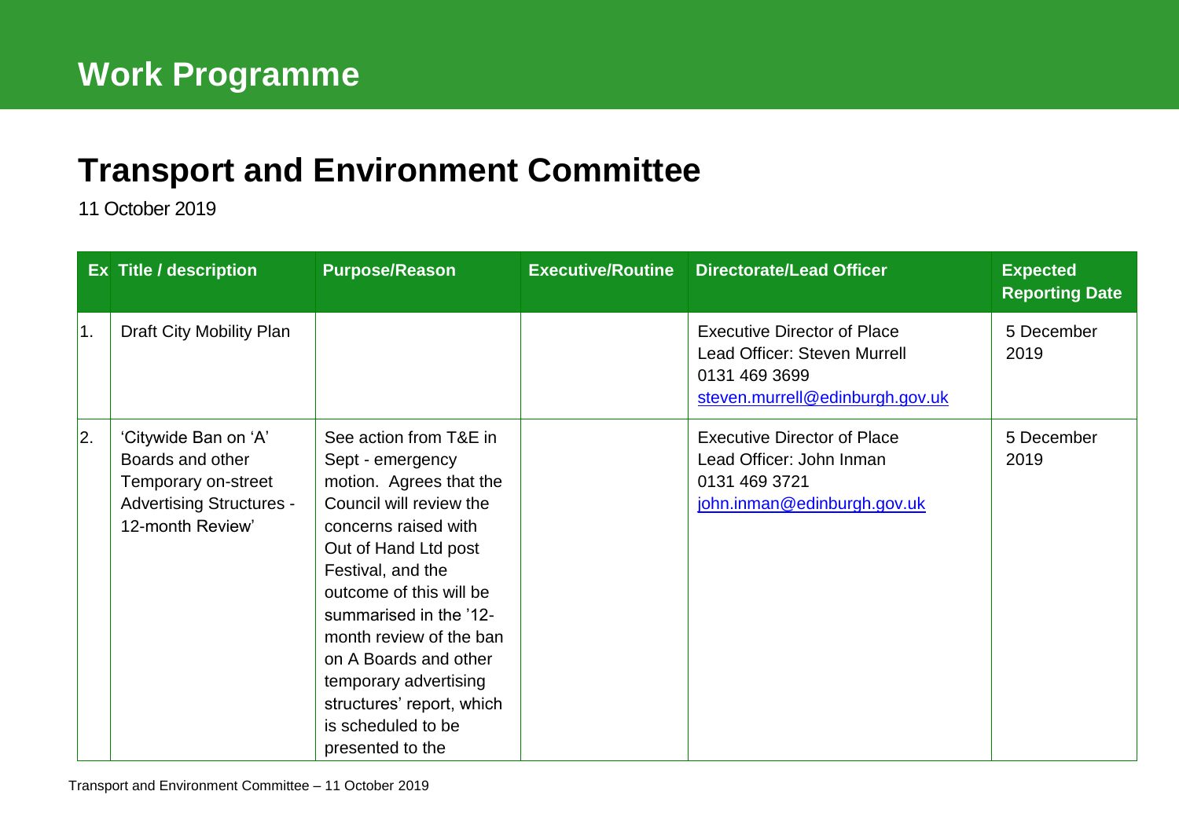# Work Programme

## Transport and Environment Committee

11 October 2019

| Ex | Title / description | Purpose/Reason | Executive/Routine | Directorate/Lead Officer | Expected Reporting Date |
|---|---|---|---|---|---|
| 1. | Draft City Mobility Plan | | | Executive Director of Place<br>Lead Officer: Steven Murrell<br>0131 469 3699<br>steven.murrell@edinburgh.gov.uk | 5 December 2019 |
| 2. | 'Citywide Ban on 'A' Boards and other Temporary on-street Advertising Structures - 12-month Review' | See action from T&E in Sept - emergency motion. Agrees that the Council will review the concerns raised with Out of Hand Ltd post Festival, and the outcome of this will be summarised in the '12-month review of the ban on A Boards and other temporary advertising structures' report, which is scheduled to be presented to the | | Executive Director of Place<br>Lead Officer: John Inman<br>0131 469 3721<br>john.inman@edinburgh.gov.uk | 5 December 2019 |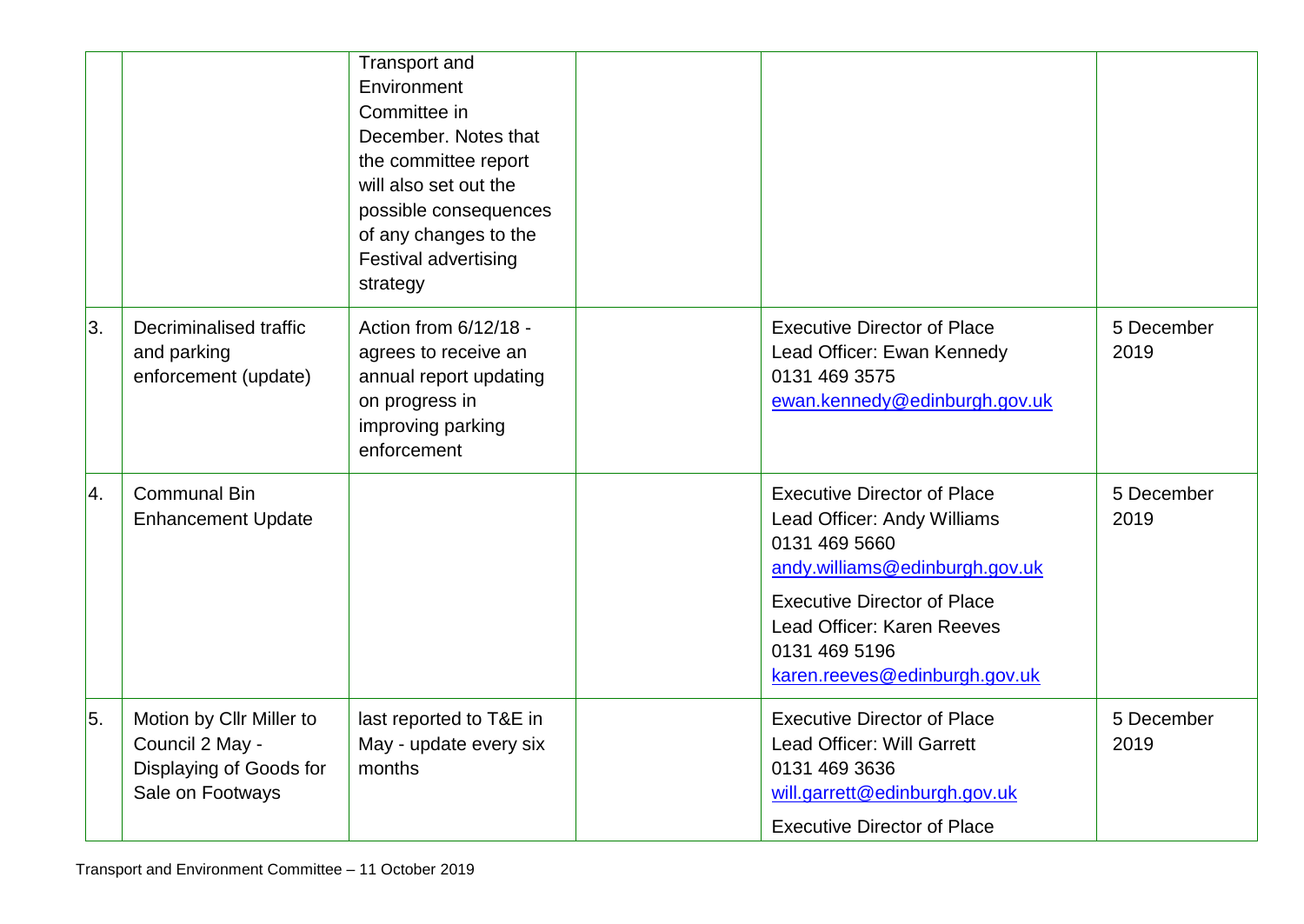|  |  |  |  |  |  |
|---|---|---|---|---|---|
|  |  | Transport and Environment Committee in December. Notes that the committee report will also set out the possible consequences of any changes to the Festival advertising strategy |  |  |  |
| 3. | Decriminalised traffic and parking enforcement (update) | Action from 6/12/18 - agrees to receive an annual report updating on progress in improving parking enforcement |  | Executive Director of Place<br>Lead Officer: Ewan Kennedy<br>0131 469 3575<br>ewan.kennedy@edinburgh.gov.uk | 5 December 2019 |
| 4. | Communal Bin Enhancement Update |  |  | Executive Director of Place<br>Lead Officer: Andy Williams<br>0131 469 5660<br>andy.williams@edinburgh.gov.uk<br><br>Executive Director of Place<br>Lead Officer: Karen Reeves<br>0131 469 5196<br>karen.reeves@edinburgh.gov.uk | 5 December 2019 |
| 5. | Motion by Cllr Miller to Council 2 May - Displaying of Goods for Sale on Footways | last reported to T&E in May - update every six months |  | Executive Director of Place<br>Lead Officer: Will Garrett<br>0131 469 3636<br>will.garrett@edinburgh.gov.uk<br><br>Executive Director of Place | 5 December 2019 |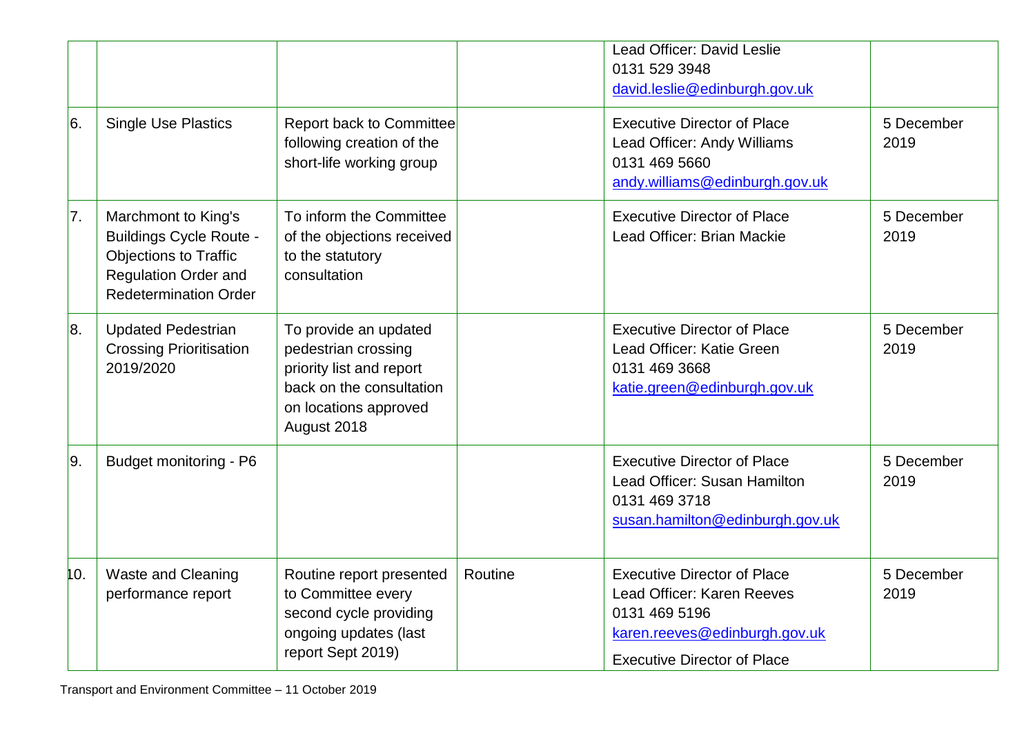| | | | | Lead Officer: David Leslie<br>0131 529 3948<br>david.leslie@edinburgh.gov.uk | |
|---|---|---|---|---|---|
| 6. | Single Use Plastics | Report back to Committee following creation of the short-life working group | | Executive Director of Place<br>Lead Officer: Andy Williams<br>0131 469 5660<br>andy.williams@edinburgh.gov.uk | 5 December 2019 |
| 7. | Marchmont to King's Buildings Cycle Route - Objections to Traffic Regulation Order and Redetermination Order | To inform the Committee of the objections received to the statutory consultation | | Executive Director of Place<br>Lead Officer: Brian Mackie | 5 December 2019 |
| 8. | Updated Pedestrian Crossing Prioritisation 2019/2020 | To provide an updated pedestrian crossing priority list and report back on the consultation on locations approved August 2018 | | Executive Director of Place<br>Lead Officer: Katie Green<br>0131 469 3668<br>katie.green@edinburgh.gov.uk | 5 December 2019 |
| 9. | Budget monitoring - P6 | | | Executive Director of Place<br>Lead Officer: Susan Hamilton<br>0131 469 3718<br>susan.hamilton@edinburgh.gov.uk | 5 December 2019 |
| 10. | Waste and Cleaning performance report | Routine report presented to Committee every second cycle providing ongoing updates (last report Sept 2019) | Routine | Executive Director of Place<br>Lead Officer: Karen Reeves<br>0131 469 5196<br>karen.reeves@edinburgh.gov.uk<br>Executive Director of Place | 5 December 2019 |

Transport and Environment Committee – 11 October 2019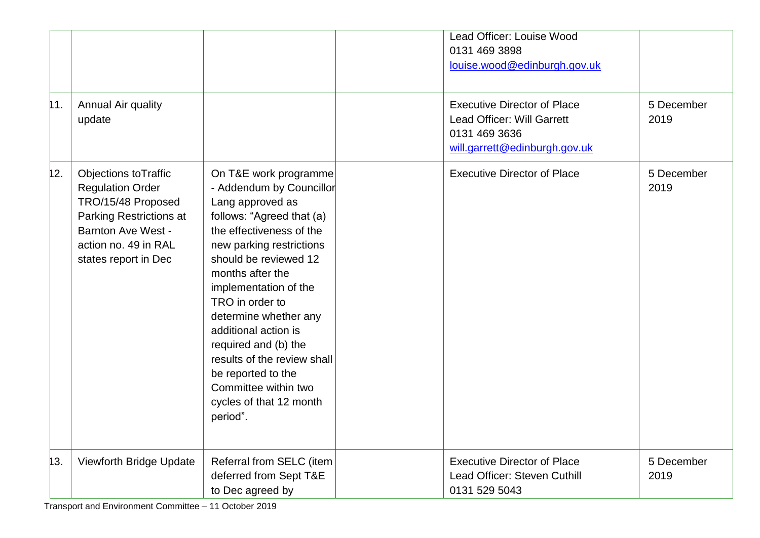| | | | | | |
|---|---|---|---|---|---|
| | | | | Lead Officer: Louise Wood<br>0131 469 3898<br>louise.wood@edinburgh.gov.uk | |
| 11. | Annual Air quality update | | | Executive Director of Place<br>Lead Officer: Will Garrett<br>0131 469 3636<br>will.garrett@edinburgh.gov.uk | 5 December 2019 |
| 12. | Objections toTraffic Regulation Order TRO/15/48 Proposed Parking Restrictions at Barnton Ave West - action no. 49 in RAL states report in Dec | On T&E work programme - Addendum by Councillor Lang approved as follows: "Agreed that (a) the effectiveness of the new parking restrictions should be reviewed 12 months after the implementation of the TRO in order to determine whether any additional action is required and (b) the results of the review shall be reported to the Committee within two cycles of that 12 month period". | | Executive Director of Place | 5 December 2019 |
| 13. | Viewforth Bridge Update | Referral from SELC (item deferred from Sept T&E to Dec agreed by | | Executive Director of Place<br>Lead Officer: Steven Cuthill<br>0131 529 5043 | 5 December 2019 |

Transport and Environment Committee – 11 October 2019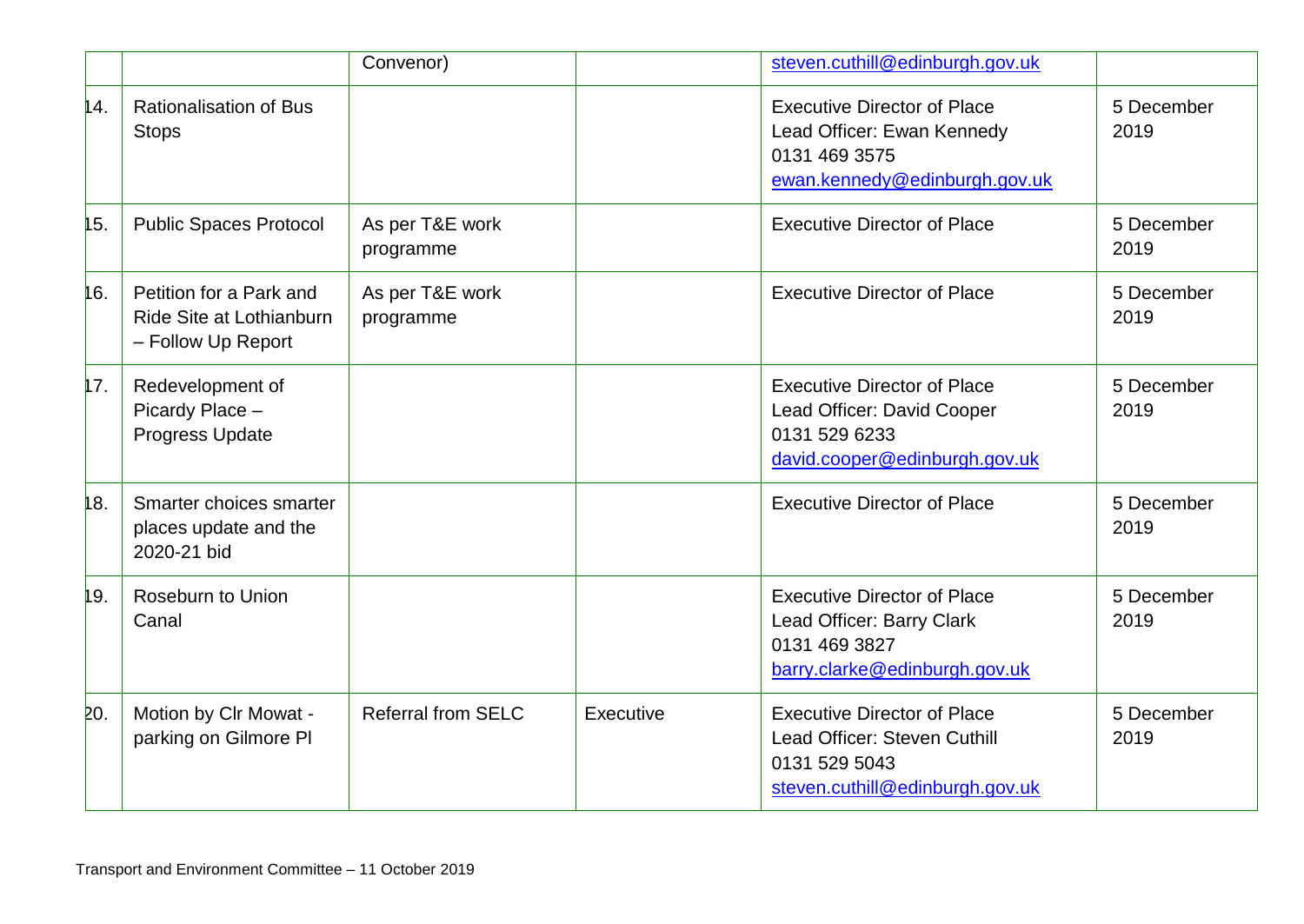| | | | | | |
|---|---|---|---|---|---|
| | | Convenor) | | steven.cuthill@edinburgh.gov.uk | |
| 14. | Rationalisation of Bus Stops | | | Executive Director of Place<br>Lead Officer: Ewan Kennedy<br>0131 469 3575<br>ewan.kennedy@edinburgh.gov.uk | 5 December 2019 |
| 15. | Public Spaces Protocol | As per T&E work programme | | Executive Director of Place | 5 December 2019 |
| 16. | Petition for a Park and Ride Site at Lothianburn – Follow Up Report | As per T&E work programme | | Executive Director of Place | 5 December 2019 |
| 17. | Redevelopment of Picardy Place – Progress Update | | | Executive Director of Place<br>Lead Officer: David Cooper<br>0131 529 6233<br>david.cooper@edinburgh.gov.uk | 5 December 2019 |
| 18. | Smarter choices smarter places update and the 2020-21 bid | | | Executive Director of Place | 5 December 2019 |
| 19. | Roseburn to Union Canal | | | Executive Director of Place<br>Lead Officer: Barry Clark<br>0131 469 3827<br>barry.clarke@edinburgh.gov.uk | 5 December 2019 |
| 20. | Motion by Clr Mowat - parking on Gilmore Pl | Referral from SELC | Executive | Executive Director of Place<br>Lead Officer: Steven Cuthill<br>0131 529 5043<br>steven.cuthill@edinburgh.gov.uk | 5 December 2019 |

Transport and Environment Committee – 11 October 2019